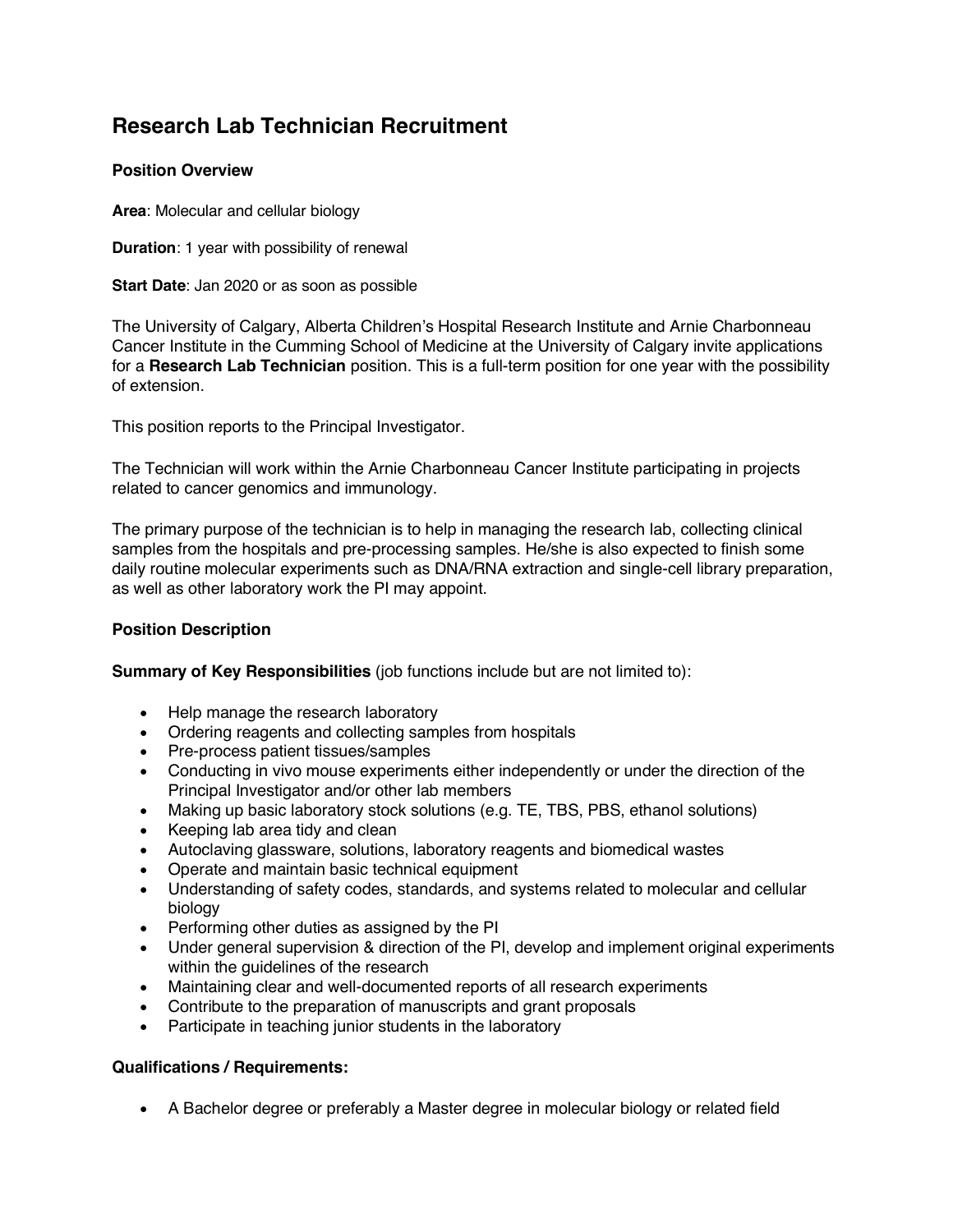# Research Lab Technician Recruitment

### Position Overview

**Area**: Molecular and cellular biology

**Duration**: 1 year with possibility of renewal

**Start Date**: Jan 2020 or as soon as possible

The University of Calgary, Alberta Children's Hospital Research Institute and Arnie Charbonneau Cancer Institute in the Cumming School of Medicine at the University of Calgary invite applications for a **Research Lab Technician** position. This is a full-term position for one year with the possibility of extension.

This position reports to the Principal Investigator.

The Technician will work within the Arnie Charbonneau Cancer Institute participating in projects related to cancer genomics and immunology.

The primary purpose of the technician is to help in managing the research lab, collecting clinical samples from the hospitals and pre-processing samples. He/she is also expected to finish some daily routine molecular experiments such as DNA/RNA extraction and single-cell library preparation, as well as other laboratory work the PI may appoint.

### Position Description

**Summary of Key Responsibilities** (job functions include but are not limited to):

- Help manage the research laboratory
- Ordering reagents and collecting samples from hospitals
- Pre-process patient tissues/samples
- Conducting in vivo mouse experiments either independently or under the direction of the Principal Investigator and/or other lab members
- Making up basic laboratory stock solutions (e.g. TE, TBS, PBS, ethanol solutions)
- Keeping lab area tidy and clean
- Autoclaving glassware, solutions, laboratory reagents and biomedical wastes
- Operate and maintain basic technical equipment
- Understanding of safety codes, standards, and systems related to molecular and cellular biology
- Performing other duties as assigned by the PI
- Under general supervision & direction of the PI, develop and implement original experiments within the guidelines of the research
- Maintaining clear and well-documented reports of all research experiments
- Contribute to the preparation of manuscripts and grant proposals
- Participate in teaching junior students in the laboratory

### Qualifications / Requirements:

- A Bachelor degree or preferably a Master degree in molecular biology or related field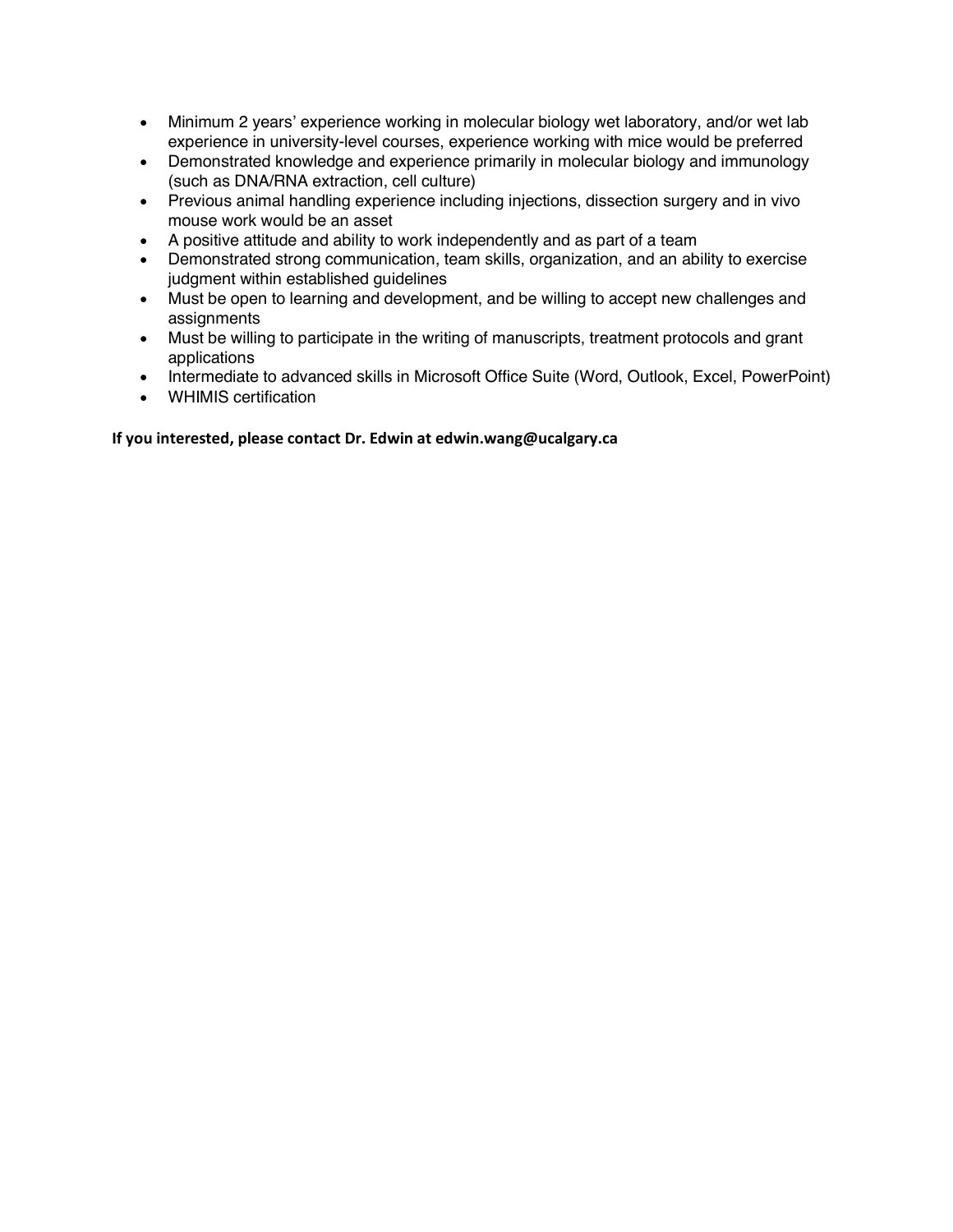- Minimum 2 years' experience working in molecular biology wet laboratory, and/or wet lab experience in university-level courses, experience working with mice would be preferred
- Demonstrated knowledge and experience primarily in molecular biology and immunology (such as DNA/RNA extraction, cell culture)
- Previous animal handling experience including injections, dissection surgery and in vivo mouse work would be an asset
- A positive attitude and ability to work independently and as part of a team
- Demonstrated strong communication, team skills, organization, and an ability to exercise judgment within established guidelines
- Must be open to learning and development, and be willing to accept new challenges and assignments
- Must be willing to participate in the writing of manuscripts, treatment protocols and grant applications
- Intermediate to advanced skills in Microsoft Office Suite (Word, Outlook, Excel, PowerPoint)
- WHIMIS certification

**If you interested, please contact Dr. Edwin at edwin.wang@ucalgary.ca**